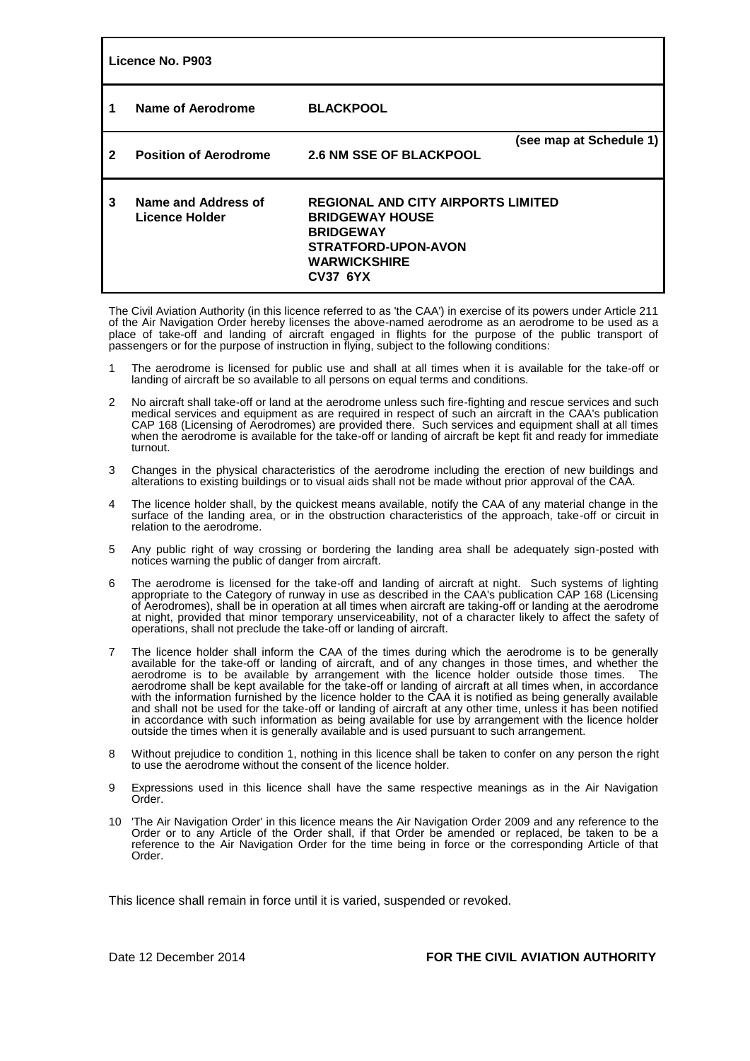**Licence No. P903**

| | | |
|---|---|---|
| 1 | Name of Aerodrome | **BLACKPOOL** |
| 2 | Position of Aerodrome | **2.6 NM SSE OF BLACKPOOL** **(see map at Schedule 1)** |
| 3 | Name and Address of Licence Holder | **REGIONAL AND CITY AIRPORTS LIMITED**<br>**BRIDGEWAY HOUSE**<br>**BRIDGEWAY**<br>**STRATFORD-UPON-AVON**<br>**WARWICKSHIRE**<br>**CV37 6YX** |

The Civil Aviation Authority (in this licence referred to as 'the CAA') in exercise of its powers under Article 211 of the Air Navigation Order hereby licenses the above-named aerodrome as an aerodrome to be used as a place of take-off and landing of aircraft engaged in flights for the purpose of the public transport of passengers or for the purpose of instruction in flying, subject to the following conditions:

1. The aerodrome is licensed for public use and shall at all times when it is available for the take-off or landing of aircraft be so available to all persons on equal terms and conditions.

2. No aircraft shall take-off or land at the aerodrome unless such fire-fighting and rescue services and such medical services and equipment as are required in respect of such an aircraft in the CAA's publication CAP 168 (Licensing of Aerodromes) are provided there. Such services and equipment shall at all times when the aerodrome is available for the take-off or landing of aircraft be kept fit and ready for immediate turnout.

3. Changes in the physical characteristics of the aerodrome including the erection of new buildings and alterations to existing buildings or to visual aids shall not be made without prior approval of the CAA.

4. The licence holder shall, by the quickest means available, notify the CAA of any material change in the surface of the landing area, or in the obstruction characteristics of the approach, take-off or circuit in relation to the aerodrome.

5. Any public right of way crossing or bordering the landing area shall be adequately sign-posted with notices warning the public of danger from aircraft.

6. The aerodrome is licensed for the take-off and landing of aircraft at night. Such systems of lighting appropriate to the Category of runway in use as described in the CAA's publication CAP 168 (Licensing of Aerodromes), shall be in operation at all times when aircraft are taking-off or landing at the aerodrome at night, provided that minor temporary unserviceability, not of a character likely to affect the safety of operations, shall not preclude the take-off or landing of aircraft.

7. The licence holder shall inform the CAA of the times during which the aerodrome is to be generally available for the take-off or landing of aircraft, and of any changes in those times, and whether the aerodrome is to be available by arrangement with the licence holder outside those times. The aerodrome shall be kept available for the take-off or landing of aircraft at all times when, in accordance with the information furnished by the licence holder to the CAA it is notified as being generally available and shall not be used for the take-off or landing of aircraft at any other time, unless it has been notified in accordance with such information as being available for use by arrangement with the licence holder outside the times when it is generally available and is used pursuant to such arrangement.

8. Without prejudice to condition 1, nothing in this licence shall be taken to confer on any person the right to use the aerodrome without the consent of the licence holder.

9. Expressions used in this licence shall have the same respective meanings as in the Air Navigation Order.

10. 'The Air Navigation Order' in this licence means the Air Navigation Order 2009 and any reference to the Order or to any Article of the Order shall, if that Order be amended or replaced, be taken to be a reference to the Air Navigation Order for the time being in force or the corresponding Article of that Order.

This licence shall remain in force until it is varied, suspended or revoked.

Date 12 December 2014

**FOR THE CIVIL AVIATION AUTHORITY**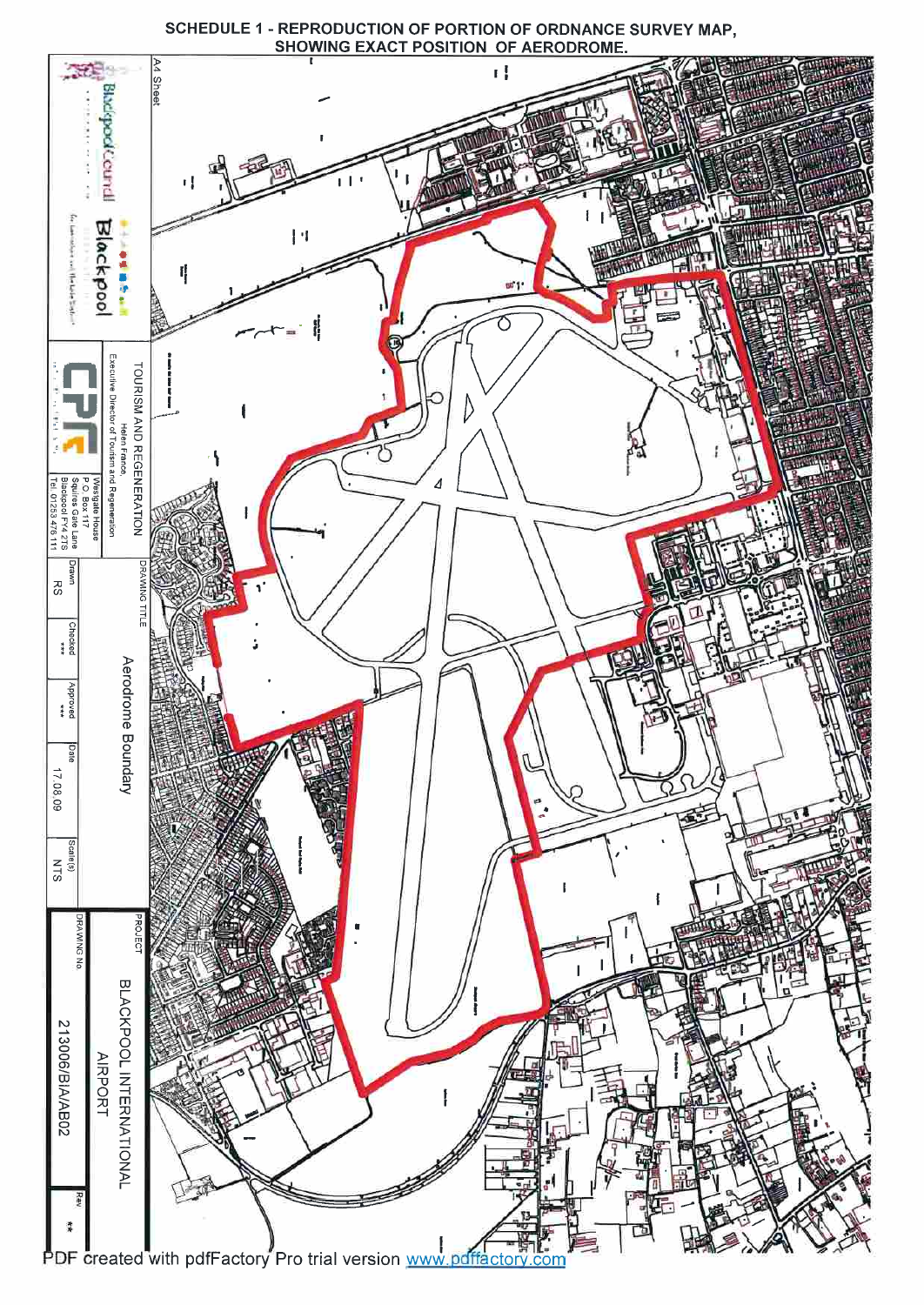# SCHEDULE 1 - REPRODUCTION OF PORTION OF ORDNANCE SURVEY MAP, SHOWING EXACT POSITION OF AERODROME.

A4 Sheet

Blackpool Council

Blackpool

TOURISM AND REGENERATION
Helen France
Executive Director of Tourism and Regeneration

CPR

Westgate House
P.O. Box 17
Squires Gate Lane
Blackpool FY4 2TS
Tel. 01253 476 111

| DRAWING TITLE | | | | |
|---|---|---|---|---|
| Aerodrome Boundary | | | | |
| Drawn | Checked | Approved | Date | Scale(s) |
| RS | *** | *** | 17.08.09 | NTS |

| PROJECT | |
|---|---|
| BLACKPOOL INTERNATIONAL AIRPORT | |
| DRAWING No. | Rev |
| 213006/BIA/AB02 | ** |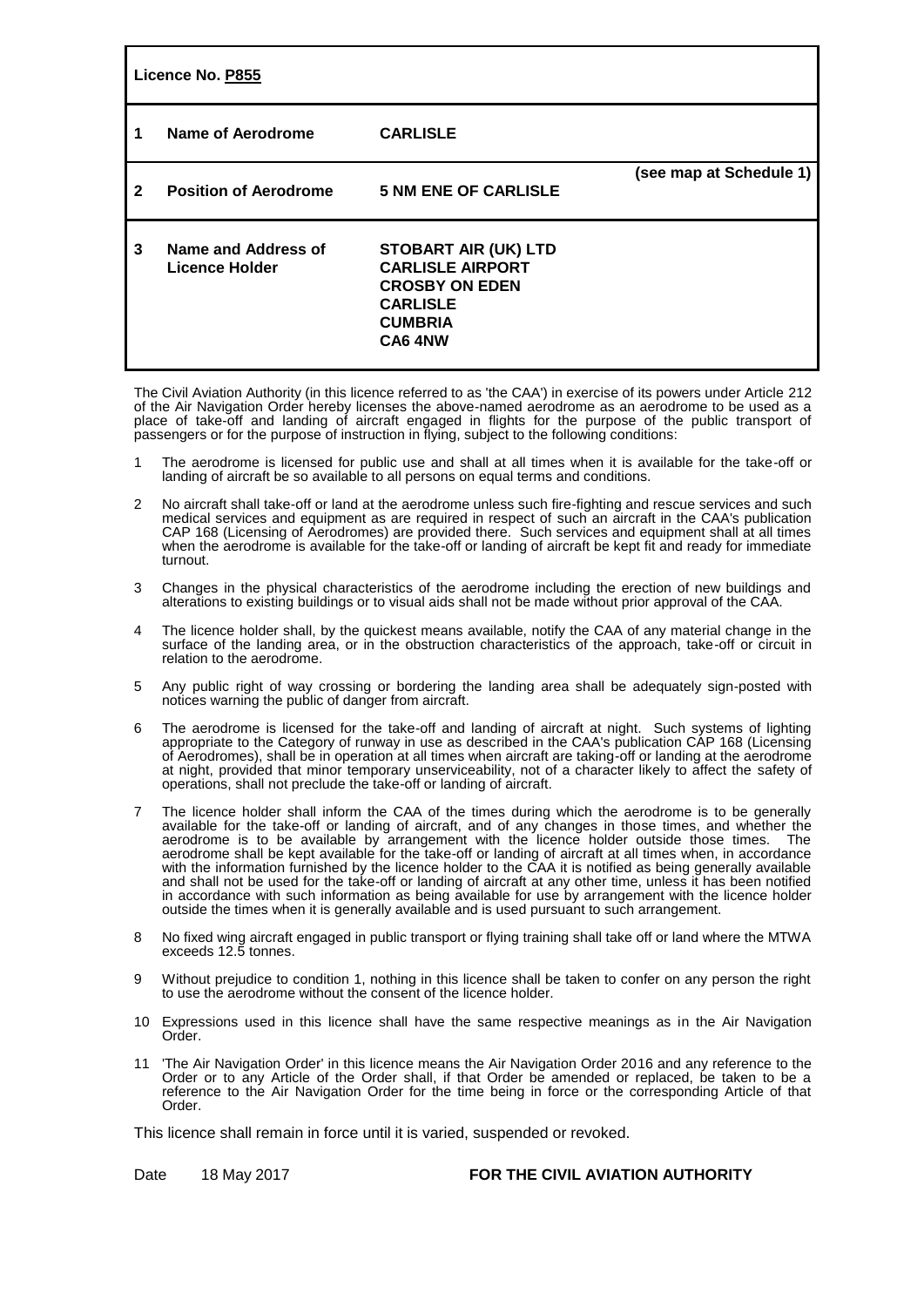**Licence No. P855**

| | | | |
|---|---|---|---|
| **1** | **Name of Aerodrome** | **CARLISLE** | |
| **2** | **Position of Aerodrome** | **5 NM ENE OF CARLISLE** | **(see map at Schedule 1)** |
| **3** | **Name and Address of Licence Holder** | **STOBART AIR (UK) LTD**<br>**CARLISLE AIRPORT**<br>**CROSBY ON EDEN**<br>**CARLISLE**<br>**CUMBRIA**<br>**CA6 4NW** | |

The Civil Aviation Authority (in this licence referred to as 'the CAA') in exercise of its powers under Article 212 of the Air Navigation Order hereby licenses the above-named aerodrome as an aerodrome to be used as a place of take-off and landing of aircraft engaged in flights for the purpose of the public transport of passengers or for the purpose of instruction in flying, subject to the following conditions:

1. The aerodrome is licensed for public use and shall at all times when it is available for the take-off or landing of aircraft be so available to all persons on equal terms and conditions.

2. No aircraft shall take-off or land at the aerodrome unless such fire-fighting and rescue services and such medical services and equipment as are required in respect of such an aircraft in the CAA's publication CAP 168 (Licensing of Aerodromes) are provided there. Such services and equipment shall at all times when the aerodrome is available for the take-off or landing of aircraft be kept fit and ready for immediate turnout.

3. Changes in the physical characteristics of the aerodrome including the erection of new buildings and alterations to existing buildings or to visual aids shall not be made without prior approval of the CAA.

4. The licence holder shall, by the quickest means available, notify the CAA of any material change in the surface of the landing area, or in the obstruction characteristics of the approach, take-off or circuit in relation to the aerodrome.

5. Any public right of way crossing or bordering the landing area shall be adequately sign-posted with notices warning the public of danger from aircraft.

6. The aerodrome is licensed for the take-off and landing of aircraft at night. Such systems of lighting appropriate to the Category of runway in use as described in the CAA's publication CAP 168 (Licensing of Aerodromes), shall be in operation at all times when aircraft are taking-off or landing at the aerodrome at night, provided that minor temporary unserviceability, not of a character likely to affect the safety of operations, shall not preclude the take-off or landing of aircraft.

7. The licence holder shall inform the CAA of the times during which the aerodrome is to be generally available for the take-off or landing of aircraft, and of any changes in those times, and whether the aerodrome is to be available by arrangement with the licence holder outside those times. The aerodrome shall be kept available for the take-off or landing of aircraft at all times when, in accordance with the information furnished by the licence holder to the CAA it is notified as being generally available and shall not be used for the take-off or landing of aircraft at any other time, unless it has been notified in accordance with such information as being available for use by arrangement with the licence holder outside the times when it is generally available and is used pursuant to such arrangement.

8. No fixed wing aircraft engaged in public transport or flying training shall take off or land where the MTWA exceeds 12.5 tonnes.

9. Without prejudice to condition 1, nothing in this licence shall be taken to confer on any person the right to use the aerodrome without the consent of the licence holder.

10. Expressions used in this licence shall have the same respective meanings as in the Air Navigation Order.

11. 'The Air Navigation Order' in this licence means the Air Navigation Order 2016 and any reference to the Order or to any Article of the Order shall, if that Order be amended or replaced, be taken to be a reference to the Air Navigation Order for the time being in force or the corresponding Article of that Order.

This licence shall remain in force until it is varied, suspended or revoked.

Date 18 May 2017 **FOR THE CIVIL AVIATION AUTHORITY**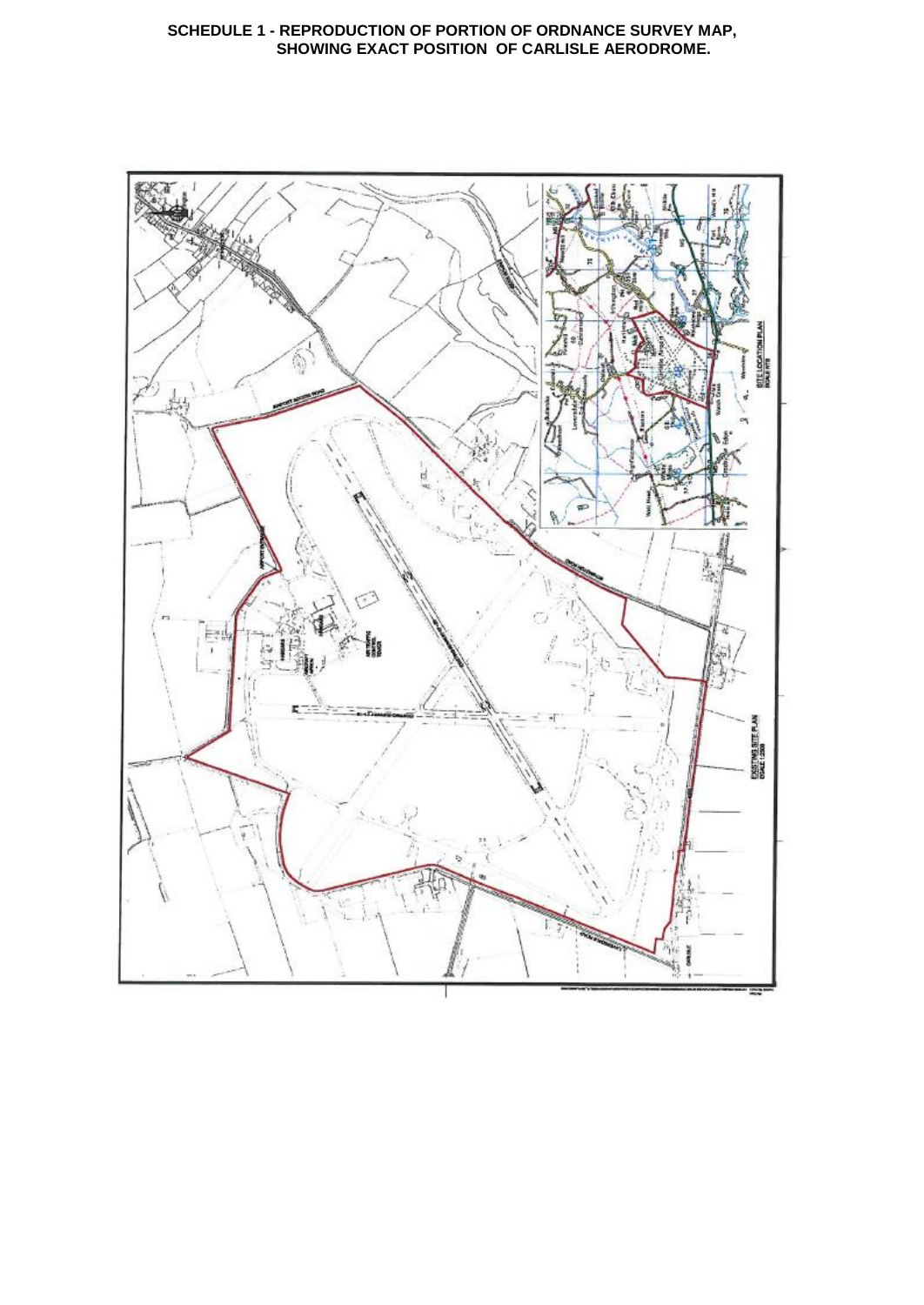**SCHEDULE 1 - REPRODUCTION OF PORTION OF ORDNANCE SURVEY MAP, SHOWING EXACT POSITION OF CARLISLE AERODROME.**

SITE LOCATION PLAN
SCALE NTS

EXISTING SITE PLAN
SCALE 1:2500